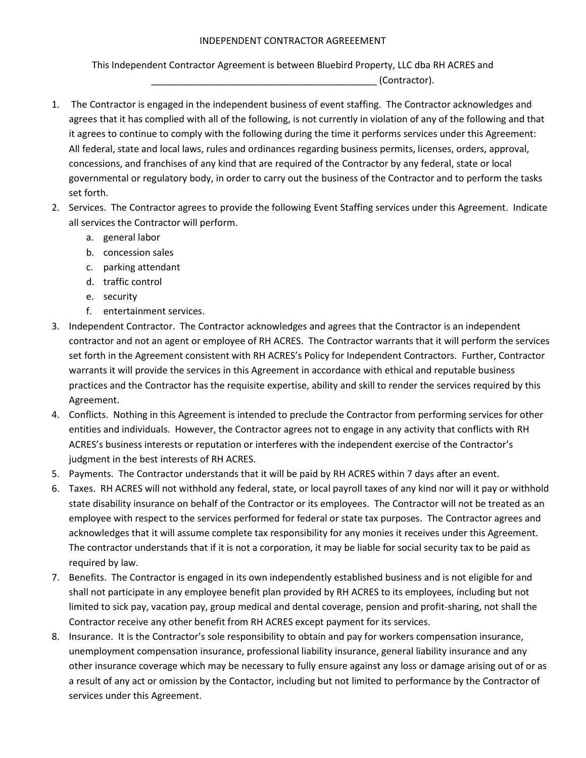# INDEPENDENT CONTRACTOR AGREEEMENT

This Independent Contractor Agreement is between Bluebird Property, LLC dba RH ACRES and _____________________________________________ (Contractor).

1. The Contractor is engaged in the independent business of event staffing. The Contractor acknowledges and agrees that it has complied with all of the following, is not currently in violation of any of the following and that it agrees to continue to comply with the following during the time it performs services under this Agreement: All federal, state and local laws, rules and ordinances regarding business permits, licenses, orders, approval, concessions, and franchises of any kind that are required of the Contractor by any federal, state or local governmental or regulatory body, in order to carry out the business of the Contractor and to perform the tasks set forth.
2. Services. The Contractor agrees to provide the following Event Staffing services under this Agreement. Indicate all services the Contractor will perform.
   a. general labor
   b. concession sales
   c. parking attendant
   d. traffic control
   e. security
   f. entertainment services.
3. Independent Contractor. The Contractor acknowledges and agrees that the Contractor is an independent contractor and not an agent or employee of RH ACRES. The Contractor warrants that it will perform the services set forth in the Agreement consistent with RH ACRES's Policy for Independent Contractors. Further, Contractor warrants it will provide the services in this Agreement in accordance with ethical and reputable business practices and the Contractor has the requisite expertise, ability and skill to render the services required by this Agreement.
4. Conflicts. Nothing in this Agreement is intended to preclude the Contractor from performing services for other entities and individuals. However, the Contractor agrees not to engage in any activity that conflicts with RH ACRES's business interests or reputation or interferes with the independent exercise of the Contractor's judgment in the best interests of RH ACRES.
5. Payments. The Contractor understands that it will be paid by RH ACRES within 7 days after an event.
6. Taxes. RH ACRES will not withhold any federal, state, or local payroll taxes of any kind nor will it pay or withhold state disability insurance on behalf of the Contractor or its employees. The Contractor will not be treated as an employee with respect to the services performed for federal or state tax purposes. The Contractor agrees and acknowledges that it will assume complete tax responsibility for any monies it receives under this Agreement. The contractor understands that if it is not a corporation, it may be liable for social security tax to be paid as required by law.
7. Benefits. The Contractor is engaged in its own independently established business and is not eligible for and shall not participate in any employee benefit plan provided by RH ACRES to its employees, including but not limited to sick pay, vacation pay, group medical and dental coverage, pension and profit-sharing, not shall the Contractor receive any other benefit from RH ACRES except payment for its services.
8. Insurance. It is the Contractor's sole responsibility to obtain and pay for workers compensation insurance, unemployment compensation insurance, professional liability insurance, general liability insurance and any other insurance coverage which may be necessary to fully ensure against any loss or damage arising out of or as a result of any act or omission by the Contactor, including but not limited to performance by the Contractor of services under this Agreement.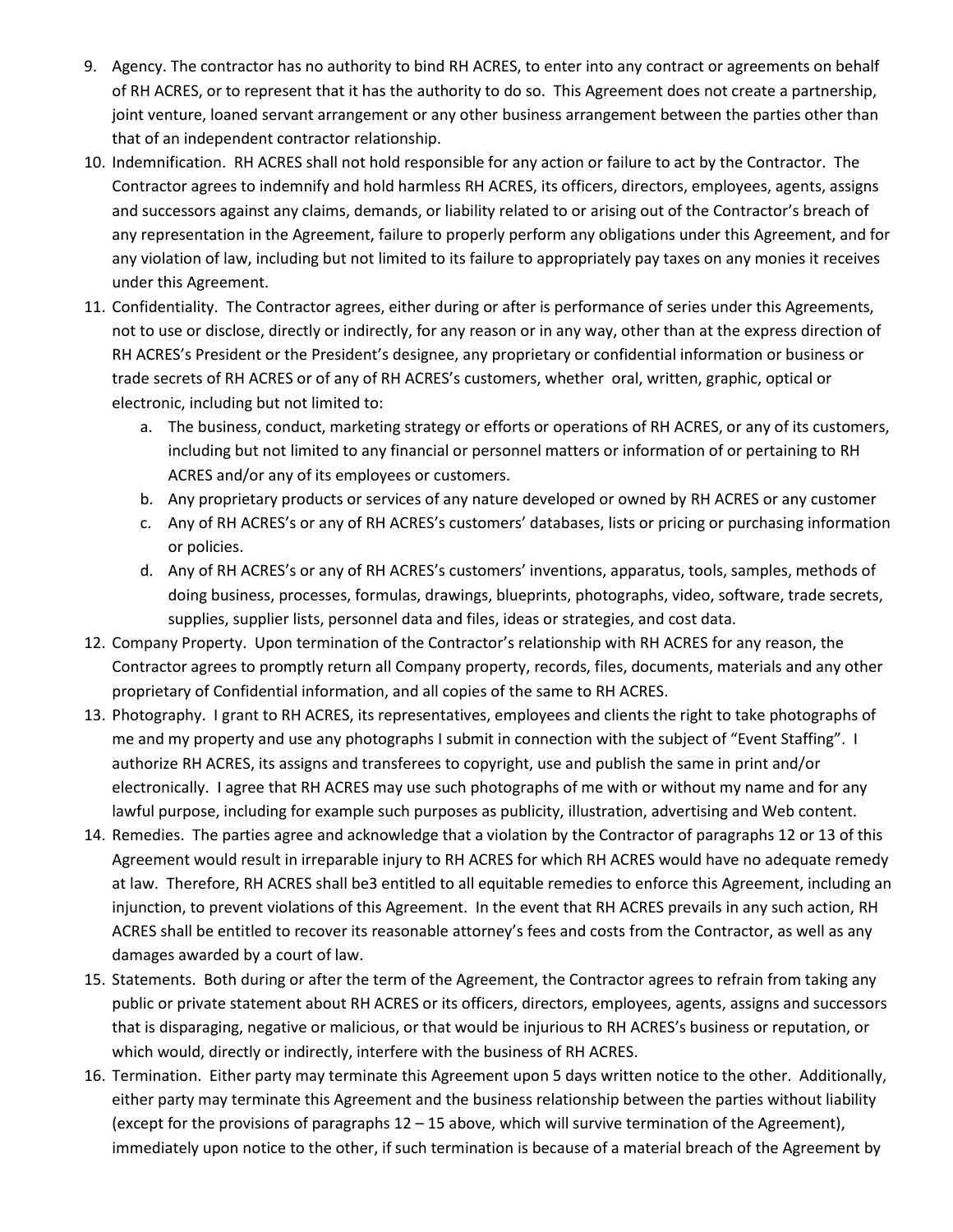9. Agency. The contractor has no authority to bind RH ACRES, to enter into any contract or agreements on behalf of RH ACRES, or to represent that it has the authority to do so. This Agreement does not create a partnership, joint venture, loaned servant arrangement or any other business arrangement between the parties other than that of an independent contractor relationship.
10. Indemnification. RH ACRES shall not hold responsible for any action or failure to act by the Contractor. The Contractor agrees to indemnify and hold harmless RH ACRES, its officers, directors, employees, agents, assigns and successors against any claims, demands, or liability related to or arising out of the Contractor's breach of any representation in the Agreement, failure to properly perform any obligations under this Agreement, and for any violation of law, including but not limited to its failure to appropriately pay taxes on any monies it receives under this Agreement.
11. Confidentiality. The Contractor agrees, either during or after is performance of series under this Agreements, not to use or disclose, directly or indirectly, for any reason or in any way, other than at the express direction of RH ACRES's President or the President's designee, any proprietary or confidential information or business or trade secrets of RH ACRES or of any of RH ACRES's customers, whether oral, written, graphic, optical or electronic, including but not limited to:
    a. The business, conduct, marketing strategy or efforts or operations of RH ACRES, or any of its customers, including but not limited to any financial or personnel matters or information of or pertaining to RH ACRES and/or any of its employees or customers.
    b. Any proprietary products or services of any nature developed or owned by RH ACRES or any customer
    c. Any of RH ACRES's or any of RH ACRES's customers' databases, lists or pricing or purchasing information or policies.
    d. Any of RH ACRES's or any of RH ACRES's customers' inventions, apparatus, tools, samples, methods of doing business, processes, formulas, drawings, blueprints, photographs, video, software, trade secrets, supplies, supplier lists, personnel data and files, ideas or strategies, and cost data.
12. Company Property. Upon termination of the Contractor's relationship with RH ACRES for any reason, the Contractor agrees to promptly return all Company property, records, files, documents, materials and any other proprietary of Confidential information, and all copies of the same to RH ACRES.
13. Photography. I grant to RH ACRES, its representatives, employees and clients the right to take photographs of me and my property and use any photographs I submit in connection with the subject of "Event Staffing". I authorize RH ACRES, its assigns and transferees to copyright, use and publish the same in print and/or electronically. I agree that RH ACRES may use such photographs of me with or without my name and for any lawful purpose, including for example such purposes as publicity, illustration, advertising and Web content.
14. Remedies. The parties agree and acknowledge that a violation by the Contractor of paragraphs 12 or 13 of this Agreement would result in irreparable injury to RH ACRES for which RH ACRES would have no adequate remedy at law. Therefore, RH ACRES shall be3 entitled to all equitable remedies to enforce this Agreement, including an injunction, to prevent violations of this Agreement. In the event that RH ACRES prevails in any such action, RH ACRES shall be entitled to recover its reasonable attorney's fees and costs from the Contractor, as well as any damages awarded by a court of law.
15. Statements. Both during or after the term of the Agreement, the Contractor agrees to refrain from taking any public or private statement about RH ACRES or its officers, directors, employees, agents, assigns and successors that is disparaging, negative or malicious, or that would be injurious to RH ACRES's business or reputation, or which would, directly or indirectly, interfere with the business of RH ACRES.
16. Termination. Either party may terminate this Agreement upon 5 days written notice to the other. Additionally, either party may terminate this Agreement and the business relationship between the parties without liability (except for the provisions of paragraphs 12 – 15 above, which will survive termination of the Agreement), immediately upon notice to the other, if such termination is because of a material breach of the Agreement by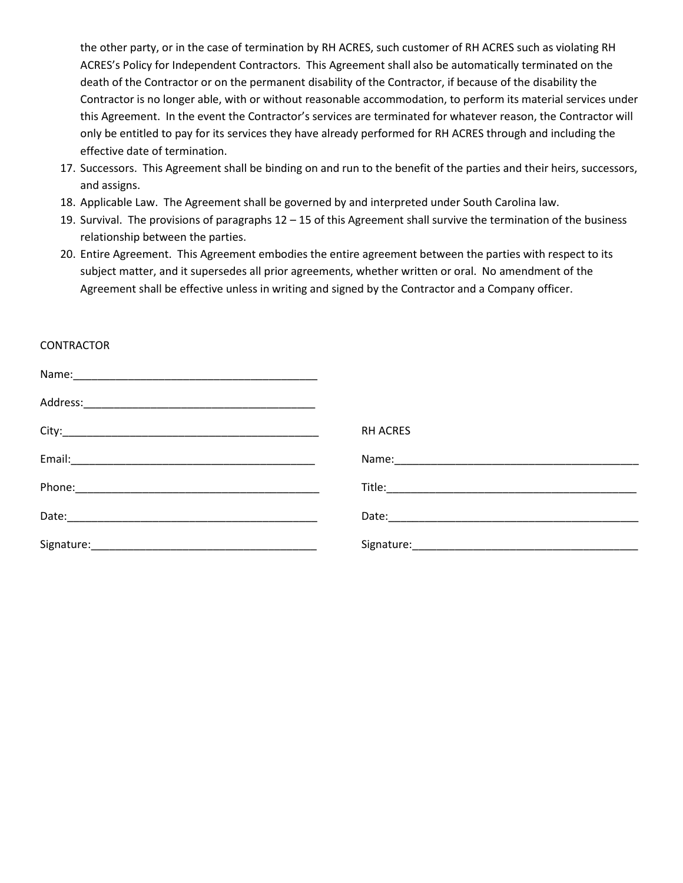the other party, or in the case of termination by RH ACRES, such customer of RH ACRES such as violating RH ACRES's Policy for Independent Contractors. This Agreement shall also be automatically terminated on the death of the Contractor or on the permanent disability of the Contractor, if because of the disability the Contractor is no longer able, with or without reasonable accommodation, to perform its material services under this Agreement. In the event the Contractor's services are terminated for whatever reason, the Contractor will only be entitled to pay for its services they have already performed for RH ACRES through and including the effective date of termination.

17. Successors. This Agreement shall be binding on and run to the benefit of the parties and their heirs, successors, and assigns.
18. Applicable Law. The Agreement shall be governed by and interpreted under South Carolina law.
19. Survival. The provisions of paragraphs 12 – 15 of this Agreement shall survive the termination of the business relationship between the parties.
20. Entire Agreement. This Agreement embodies the entire agreement between the parties with respect to its subject matter, and it supersedes all prior agreements, whether written or oral. No amendment of the Agreement shall be effective unless in writing and signed by the Contractor and a Company officer.

CONTRACTOR

Name:_________________________________________

Address:_______________________________________

City:___________________________________________

Email:_________________________________________

Phone:_________________________________________

Date:__________________________________________

Signature:______________________________________

RH ACRES

Name:_________________________________________

Title:___________________________________________

Date:__________________________________________

Signature:______________________________________